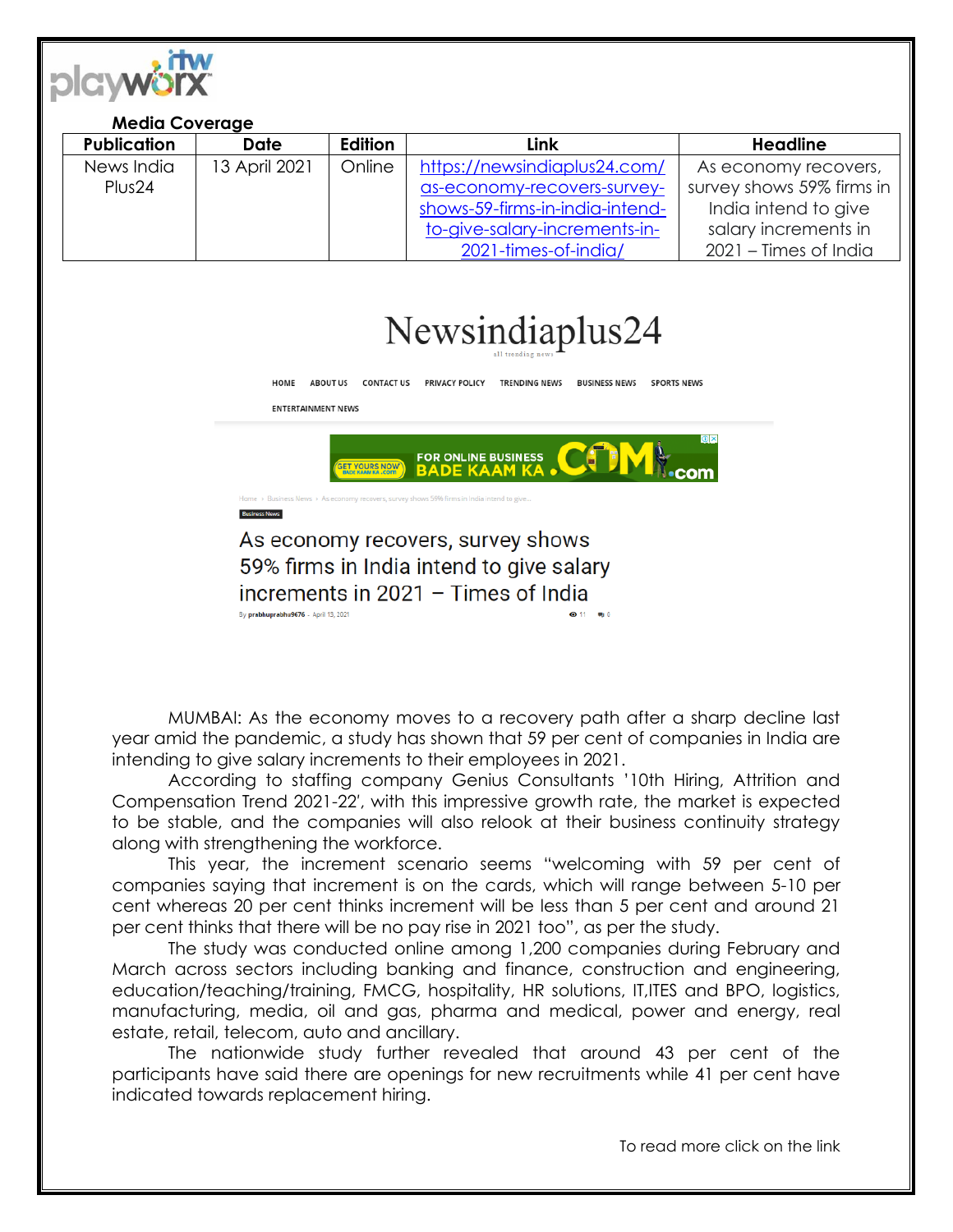**Media Coverage**

| Publication | Date | Edition | Link | Headline |
|---|---|---|---|---|
| News India Plus24 | 13 April 2021 | Online | https://newsindiaplus24.com/as-economy-recovers-survey-shows-59-firms-in-india-intend-to-give-salary-increments-in-2021-times-of-india/ | As economy recovers, survey shows 59% firms in India intend to give salary increments in 2021 – Times of India |

# Newsindiaplus24

all trending news

HOME ABOUT US CONTACT US PRIVACY POLICY TRENDING NEWS BUSINESS NEWS SPORTS NEWS ENTERTAINMENT NEWS

Home › Business News › As economy recovers, survey shows 59% firms in India intend to give...

Business News

## As economy recovers, survey shows 59% firms in India intend to give salary increments in 2021 – Times of India

By prabhuprabha9676 - April 13, 2021

MUMBAI: As the economy moves to a recovery path after a sharp decline last year amid the pandemic, a study has shown that 59 per cent of companies in India are intending to give salary increments to their employees in 2021.

According to staffing company Genius Consultants '10th Hiring, Attrition and Compensation Trend 2021-22', with this impressive growth rate, the market is expected to be stable, and the companies will also relook at their business continuity strategy along with strengthening the workforce.

This year, the increment scenario seems "welcoming with 59 per cent of companies saying that increment is on the cards, which will range between 5-10 per cent whereas 20 per cent thinks increment will be less than 5 per cent and around 21 per cent thinks that there will be no pay rise in 2021 too", as per the study.

The study was conducted online among 1,200 companies during February and March across sectors including banking and finance, construction and engineering, education/teaching/training, FMCG, hospitality, HR solutions, IT,ITES and BPO, logistics, manufacturing, media, oil and gas, pharma and medical, power and energy, real estate, retail, telecom, auto and ancillary.

The nationwide study further revealed that around 43 per cent of the participants have said there are openings for new recruitments while 41 per cent have indicated towards replacement hiring.

To read more click on the link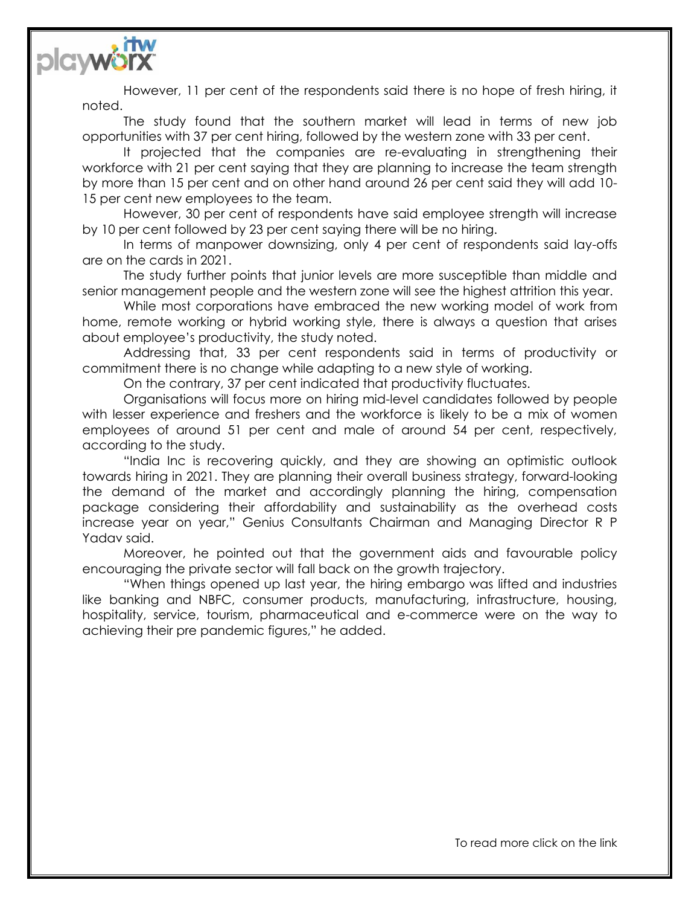However, 11 per cent of the respondents said there is no hope of fresh hiring, it noted.

The study found that the southern market will lead in terms of new job opportunities with 37 per cent hiring, followed by the western zone with 33 per cent.

It projected that the companies are re-evaluating in strengthening their workforce with 21 per cent saying that they are planning to increase the team strength by more than 15 per cent and on other hand around 26 per cent said they will add 10-15 per cent new employees to the team.

However, 30 per cent of respondents have said employee strength will increase by 10 per cent followed by 23 per cent saying there will be no hiring.

In terms of manpower downsizing, only 4 per cent of respondents said lay-offs are on the cards in 2021.

The study further points that junior levels are more susceptible than middle and senior management people and the western zone will see the highest attrition this year.

While most corporations have embraced the new working model of work from home, remote working or hybrid working style, there is always a question that arises about employee's productivity, the study noted.

Addressing that, 33 per cent respondents said in terms of productivity or commitment there is no change while adapting to a new style of working.

On the contrary, 37 per cent indicated that productivity fluctuates.

Organisations will focus more on hiring mid-level candidates followed by people with lesser experience and freshers and the workforce is likely to be a mix of women employees of around 51 per cent and male of around 54 per cent, respectively, according to the study.

"India Inc is recovering quickly, and they are showing an optimistic outlook towards hiring in 2021. They are planning their overall business strategy, forward-looking the demand of the market and accordingly planning the hiring, compensation package considering their affordability and sustainability as the overhead costs increase year on year," Genius Consultants Chairman and Managing Director R P Yadav said.

Moreover, he pointed out that the government aids and favourable policy encouraging the private sector will fall back on the growth trajectory.

"When things opened up last year, the hiring embargo was lifted and industries like banking and NBFC, consumer products, manufacturing, infrastructure, housing, hospitality, service, tourism, pharmaceutical and e-commerce were on the way to achieving their pre pandemic figures," he added.

To read more click on the link